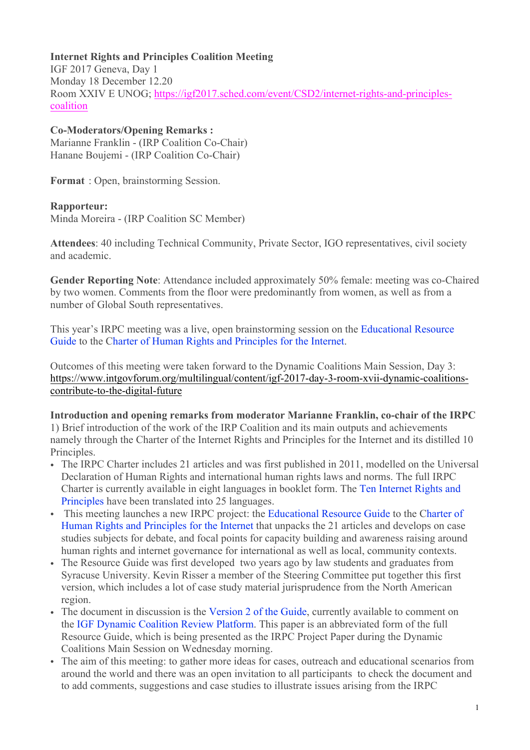**Internet Rights and Principles Coalition Meeting**
IGF 2017 Geneva, Day 1
Monday 18 December 12.20
Room XXIV E UNOG; https://igf2017.sched.com/event/CSD2/internet-rights-and-principles-coalition

**Co-Moderators/Opening Remarks :**
Marianne Franklin - (IRP Coalition Co-Chair)
Hanane Boujemi - (IRP Coalition Co-Chair)

**Format** : Open, brainstorming Session.

**Rapporteur:**
Minda Moreira - (IRP Coalition SC Member)

**Attendees**: 40 including Technical Community, Private Sector, IGO representatives, civil society and academic.

**Gender Reporting Note**: Attendance included approximately 50% female: meeting was co-Chaired by two women. Comments from the floor were predominantly from women, as well as from a number of Global South representatives.

This year's IRPC meeting was a live, open brainstorming session on the Educational Resource Guide to the Charter of Human Rights and Principles for the Internet.

Outcomes of this meeting were taken forward to the Dynamic Coalitions Main Session, Day 3: https://www.intgovforum.org/multilingual/content/igf-2017-day-3-room-xvii-dynamic-coalitions-contribute-to-the-digital-future

**Introduction and opening remarks from moderator Marianne Franklin, co-chair of the IRPC**
1) Brief introduction of the work of the IRP Coalition and its main outputs and achievements namely through the Charter of the Internet Rights and Principles for the Internet and its distilled 10 Principles.

- The IRPC Charter includes 21 articles and was first published in 2011, modelled on the Universal Declaration of Human Rights and international human rights laws and norms. The full IRPC Charter is currently available in eight languages in booklet form. The Ten Internet Rights and Principles have been translated into 25 languages.
- This meeting launches a new IRPC project: the Educational Resource Guide to the Charter of Human Rights and Principles for the Internet that unpacks the 21 articles and develops on case studies subjects for debate, and focal points for capacity building and awareness raising around human rights and internet governance for international as well as local, community contexts.
- The Resource Guide was first developed two years ago by law students and graduates from Syracuse University. Kevin Risser a member of the Steering Committee put together this first version, which includes a lot of case study material jurisprudence from the North American region.
- The document in discussion is the Version 2 of the Guide, currently available to comment on the IGF Dynamic Coalition Review Platform. This paper is an abbreviated form of the full Resource Guide, which is being presented as the IRPC Project Paper during the Dynamic Coalitions Main Session on Wednesday morning.
- The aim of this meeting: to gather more ideas for cases, outreach and educational scenarios from around the world and there was an open invitation to all participants to check the document and to add comments, suggestions and case studies to illustrate issues arising from the IRPC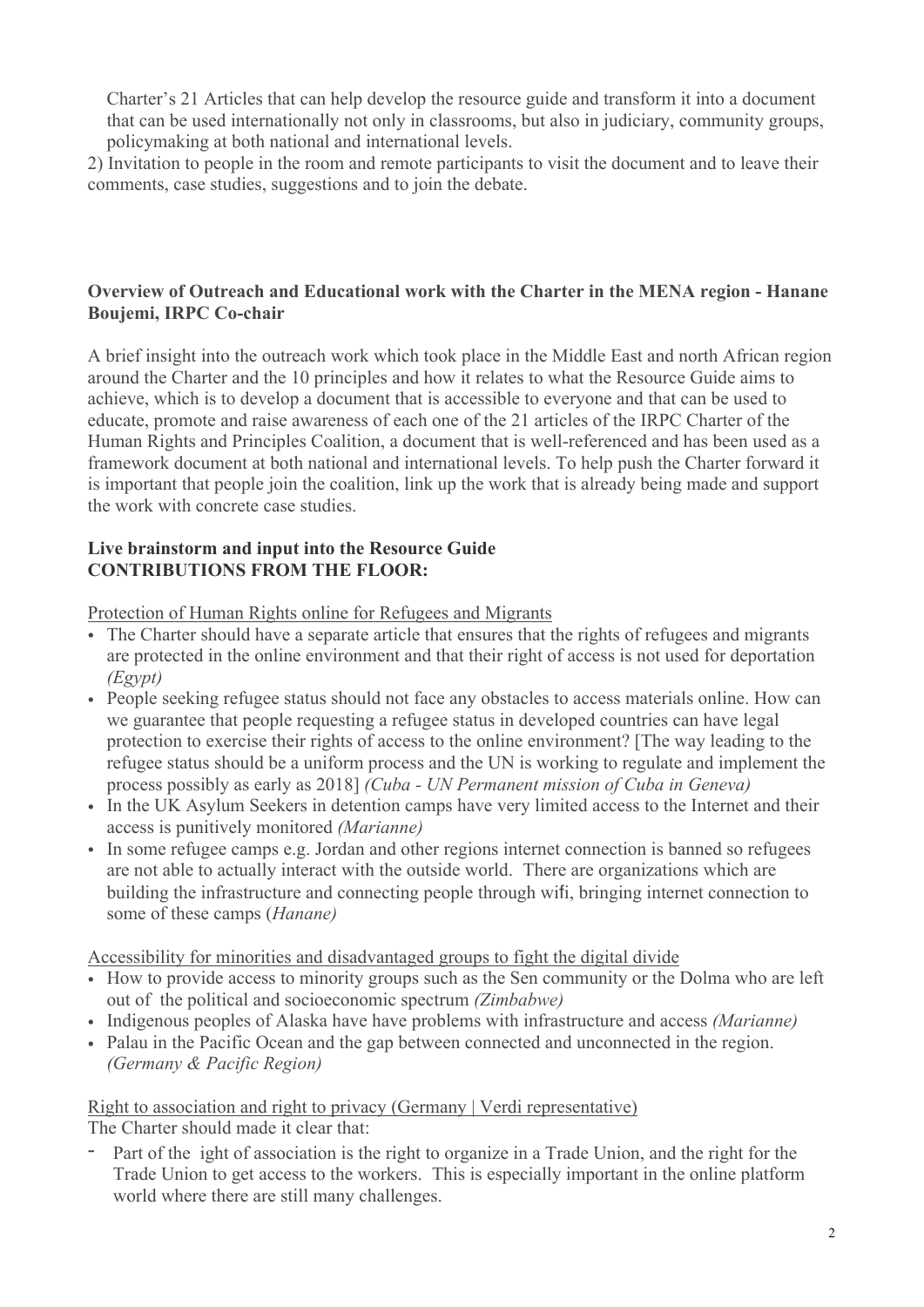Charter's 21 Articles that can help develop the resource guide and transform it into a document that can be used internationally not only in classrooms, but also in judiciary, community groups, policymaking at both national and international levels.

2) Invitation to people in the room and remote participants to visit the document and to leave their comments, case studies, suggestions and to join the debate.

**Overview of Outreach and Educational work with the Charter in the MENA region - Hanane Boujemi, IRPC Co-chair**

A brief insight into the outreach work which took place in the Middle East and north African region around the Charter and the 10 principles and how it relates to what the Resource Guide aims to achieve, which is to develop a document that is accessible to everyone and that can be used to educate, promote and raise awareness of each one of the 21 articles of the IRPC Charter of the Human Rights and Principles Coalition, a document that is well-referenced and has been used as a framework document at both national and international levels. To help push the Charter forward it is important that people join the coalition, link up the work that is already being made and support the work with concrete case studies.

**Live brainstorm and input into the Resource Guide**
**CONTRIBUTIONS FROM THE FLOOR:**

Protection of Human Rights online for Refugees and Migrants

- The Charter should have a separate article that ensures that the rights of refugees and migrants are protected in the online environment and that their right of access is not used for deportation *(Egypt)*
- People seeking refugee status should not face any obstacles to access materials online. How can we guarantee that people requesting a refugee status in developed countries can have legal protection to exercise their rights of access to the online environment? [The way leading to the refugee status should be a uniform process and the UN is working to regulate and implement the process possibly as early as 2018] *(Cuba - UN Permanent mission of Cuba in Geneva)*
- In the UK Asylum Seekers in detention camps have very limited access to the Internet and their access is punitively monitored *(Marianne)*
- In some refugee camps e.g. Jordan and other regions internet connection is banned so refugees are not able to actually interact with the outside world. There are organizations which are building the infrastructure and connecting people through wifi, bringing internet connection to some of these camps (*Hanane)*

Accessibility for minorities and disadvantaged groups to fight the digital divide

- How to provide access to minority groups such as the Sen community or the Dolma who are left out of the political and socioeconomic spectrum *(Zimbabwe)*
- Indigenous peoples of Alaska have have problems with infrastructure and access *(Marianne)*
- Palau in the Pacific Ocean and the gap between connected and unconnected in the region. *(Germany & Pacific Region)*

Right to association and right to privacy (Germany | Verdi representative)

The Charter should made it clear that:

- Part of the ight of association is the right to organize in a Trade Union, and the right for the Trade Union to get access to the workers. This is especially important in the online platform world where there are still many challenges.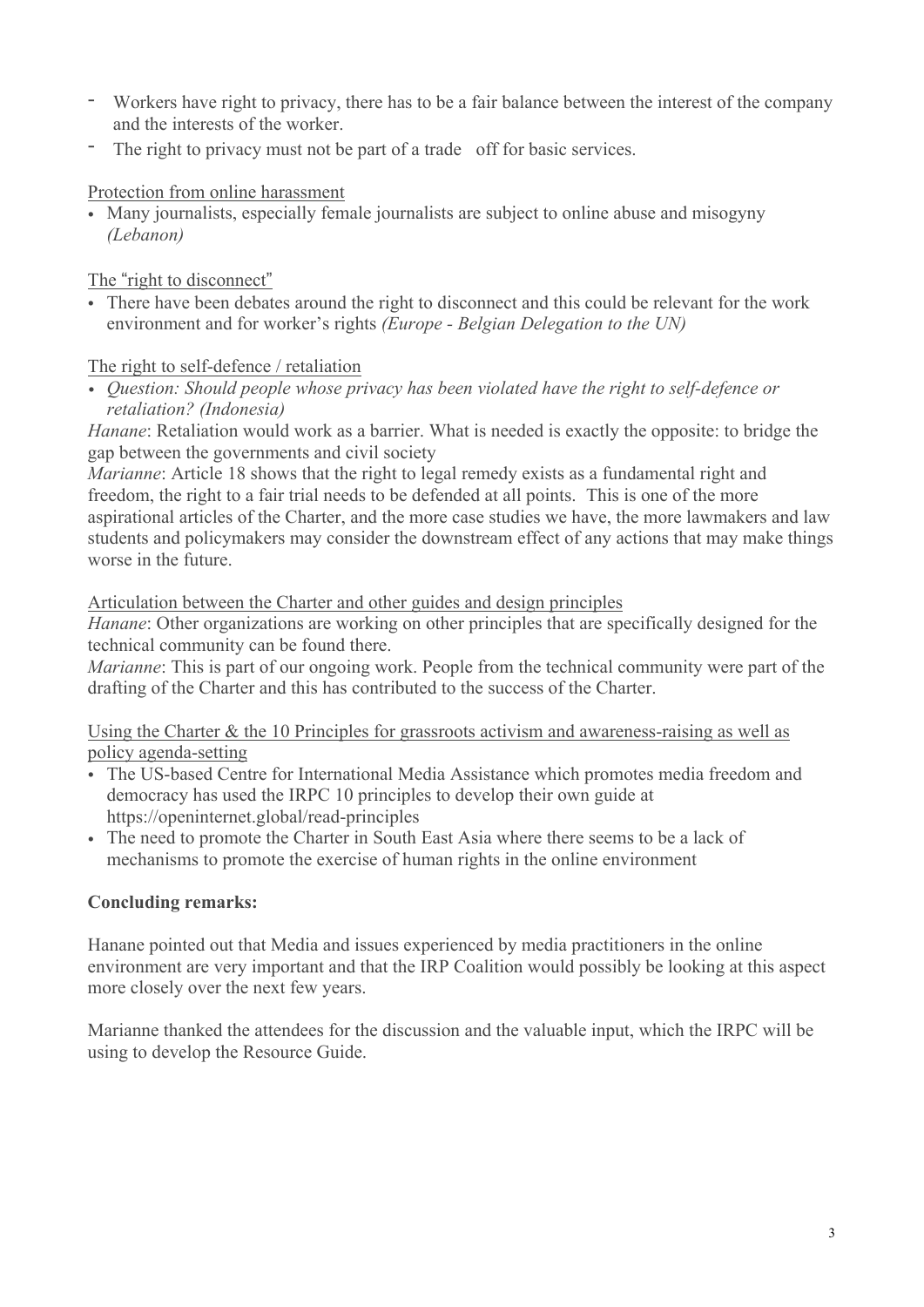- Workers have right to privacy, there has to be a fair balance between the interest of the company and the interests of the worker.
- The right to privacy must not be part of a trade off for basic services.

<u>Protection from online harassment</u>

- Many journalists, especially female journalists are subject to online abuse and misogyny *(Lebanon)*

<u>The "right to disconnect"</u>

- There have been debates around the right to disconnect and this could be relevant for the work environment and for worker's rights *(Europe - Belgian Delegation to the UN)*

<u>The right to self-defence / retaliation</u>

- *Question: Should people whose privacy has been violated have the right to self-defence or retaliation? (Indonesia)*

*Hanane*: Retaliation would work as a barrier. What is needed is exactly the opposite: to bridge the gap between the governments and civil society

*Marianne*: Article 18 shows that the right to legal remedy exists as a fundamental right and freedom, the right to a fair trial needs to be defended at all points. This is one of the more aspirational articles of the Charter, and the more case studies we have, the more lawmakers and law students and policymakers may consider the downstream effect of any actions that may make things worse in the future.

<u>Articulation between the Charter and other guides and design principles</u>

*Hanane*: Other organizations are working on other principles that are specifically designed for the technical community can be found there.

*Marianne*: This is part of our ongoing work. People from the technical community were part of the drafting of the Charter and this has contributed to the success of the Charter.

<u>Using the Charter & the 10 Principles for grassroots activism and awareness-raising as well as policy agenda-setting</u>

- The US-based Centre for International Media Assistance which promotes media freedom and democracy has used the IRPC 10 principles to develop their own guide at https://openinternet.global/read-principles
- The need to promote the Charter in South East Asia where there seems to be a lack of mechanisms to promote the exercise of human rights in the online environment

**Concluding remarks:**

Hanane pointed out that Media and issues experienced by media practitioners in the online environment are very important and that the IRP Coalition would possibly be looking at this aspect more closely over the next few years.

Marianne thanked the attendees for the discussion and the valuable input, which the IRPC will be using to develop the Resource Guide.